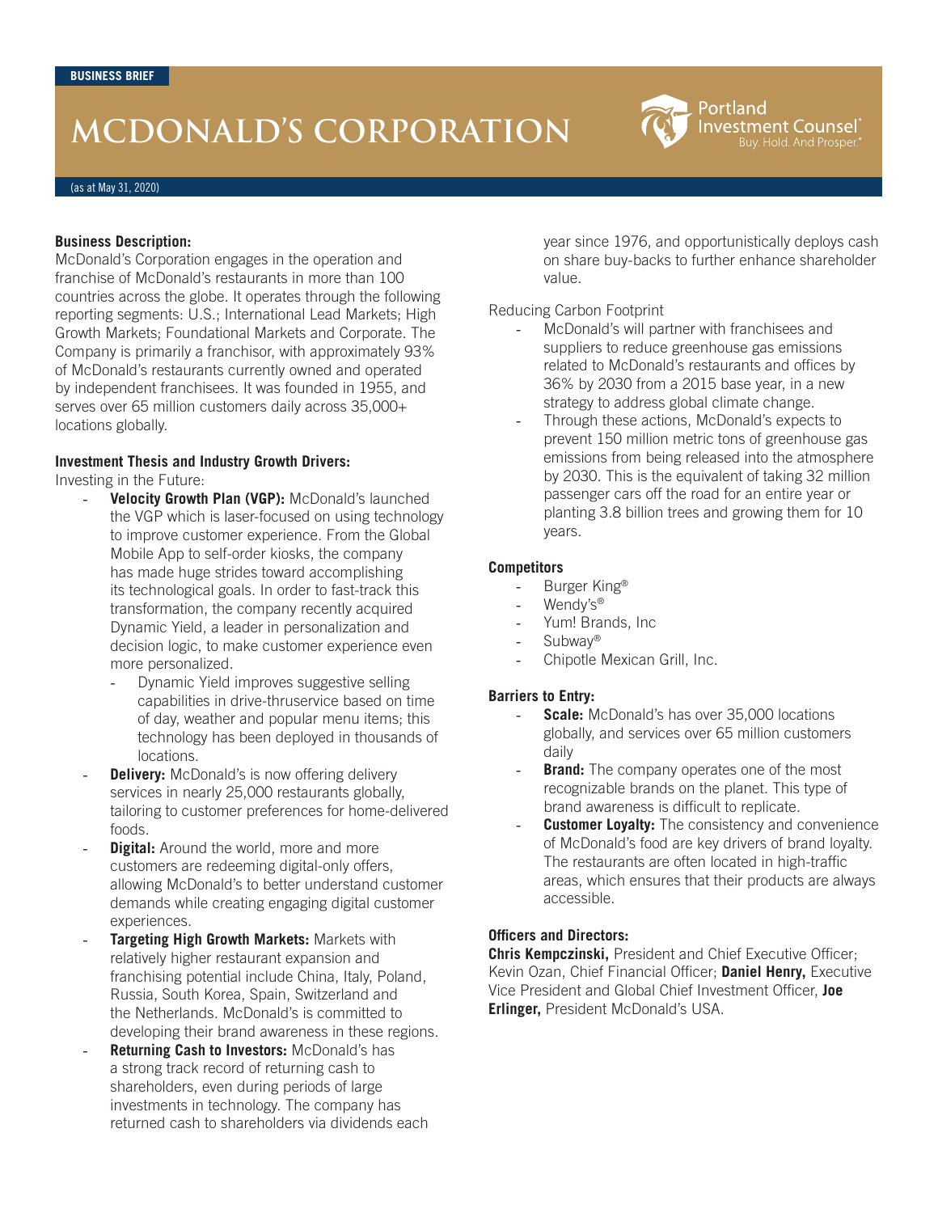BUSINESS BRIEF

# MCDONALD'S CORPORATION

Portland Investment Counsel® Buy. Hold. And Prosper.®

(as at May 31, 2020)

**Business Description:**
McDonald's Corporation engages in the operation and franchise of McDonald's restaurants in more than 100 countries across the globe. It operates through the following reporting segments: U.S.; International Lead Markets; High Growth Markets; Foundational Markets and Corporate. The Company is primarily a franchisor, with approximately 93% of McDonald's restaurants currently owned and operated by independent franchisees. It was founded in 1955, and serves over 65 million customers daily across 35,000+ locations globally.

**Investment Thesis and Industry Growth Drivers:**
Investing in the Future:

- **Velocity Growth Plan (VGP):** McDonald's launched the VGP which is laser-focused on using technology to improve customer experience. From the Global Mobile App to self-order kiosks, the company has made huge strides toward accomplishing its technological goals. In order to fast-track this transformation, the company recently acquired Dynamic Yield, a leader in personalization and decision logic, to make customer experience even more personalized.
  - Dynamic Yield improves suggestive selling capabilities in drive-thruservice based on time of day, weather and popular menu items; this technology has been deployed in thousands of locations.
- **Delivery:** McDonald's is now offering delivery services in nearly 25,000 restaurants globally, tailoring to customer preferences for home-delivered foods.
- **Digital:** Around the world, more and more customers are redeeming digital-only offers, allowing McDonald's to better understand customer demands while creating engaging digital customer experiences.
- **Targeting High Growth Markets:** Markets with relatively higher restaurant expansion and franchising potential include China, Italy, Poland, Russia, South Korea, Spain, Switzerland and the Netherlands. McDonald's is committed to developing their brand awareness in these regions.
- **Returning Cash to Investors:** McDonald's has a strong track record of returning cash to shareholders, even during periods of large investments in technology. The company has returned cash to shareholders via dividends each year since 1976, and opportunistically deploys cash on share buy-backs to further enhance shareholder value.

Reducing Carbon Footprint

- McDonald's will partner with franchisees and suppliers to reduce greenhouse gas emissions related to McDonald's restaurants and offices by 36% by 2030 from a 2015 base year, in a new strategy to address global climate change.
- Through these actions, McDonald's expects to prevent 150 million metric tons of greenhouse gas emissions from being released into the atmosphere by 2030. This is the equivalent of taking 32 million passenger cars off the road for an entire year or planting 3.8 billion trees and growing them for 10 years.

**Competitors**

- Burger King®
- Wendy's®
- Yum! Brands, Inc
- Subway®
- Chipotle Mexican Grill, Inc.

**Barriers to Entry:**

- **Scale:** McDonald's has over 35,000 locations globally, and services over 65 million customers daily
- **Brand:** The company operates one of the most recognizable brands on the planet. This type of brand awareness is difficult to replicate.
- **Customer Loyalty:** The consistency and convenience of McDonald's food are key drivers of brand loyalty. The restaurants are often located in high-traffic areas, which ensures that their products are always accessible.

**Officers and Directors:**
**Chris Kempczinski,** President and Chief Executive Officer; Kevin Ozan, Chief Financial Officer; **Daniel Henry,** Executive Vice President and Global Chief Investment Officer, **Joe Erlinger,** President McDonald's USA.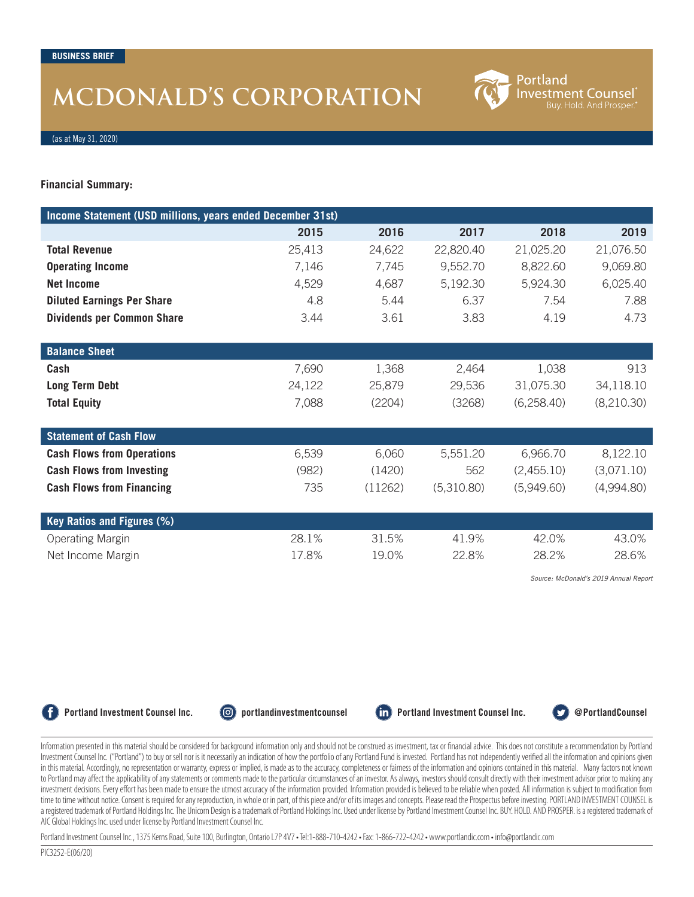BUSINESS BRIEF

# MCDONALD'S CORPORATION

Portland Investment Counsel® Buy. Hold. And Prosper.®

(as at May 31, 2020)

**Financial Summary:**

| Income Statement (USD millions, years ended December 31st) | 2015 | 2016 | 2017 | 2018 | 2019 |
|---|---|---|---|---|---|
| **Total Revenue** | 25,413 | 24,622 | 22,820.40 | 21,025.20 | 21,076.50 |
| **Operating Income** | 7,146 | 7,745 | 9,552.70 | 8,822.60 | 9,069.80 |
| **Net Income** | 4,529 | 4,687 | 5,192.30 | 5,924.30 | 6,025.40 |
| **Diluted Earnings Per Share** | 4.8 | 5.44 | 6.37 | 7.54 | 7.88 |
| **Dividends per Common Share** | 3.44 | 3.61 | 3.83 | 4.19 | 4.73 |
| **Balance Sheet** | | | | | |
| **Cash** | 7,690 | 1,368 | 2,464 | 1,038 | 913 |
| **Long Term Debt** | 24,122 | 25,879 | 29,536 | 31,075.30 | 34,118.10 |
| **Total Equity** | 7,088 | (2204) | (3268) | (6,258.40) | (8,210.30) |
| **Statement of Cash Flow** | | | | | |
| **Cash Flows from Operations** | 6,539 | 6,060 | 5,551.20 | 6,966.70 | 8,122.10 |
| **Cash Flows from Investing** | (982) | (1420) | 562 | (2,455.10) | (3,071.10) |
| **Cash Flows from Financing** | 735 | (11262) | (5,310.80) | (5,949.60) | (4,994.80) |
| **Key Ratios and Figures (%)** | | | | | |
| Operating Margin | 28.1% | 31.5% | 41.9% | 42.0% | 43.0% |
| Net Income Margin | 17.8% | 19.0% | 22.8% | 28.2% | 28.6% |

*Source: McDonald's 2019 Annual Report*

Portland Investment Counsel Inc. | portlandinvestmentcounsel | Portland Investment Counsel Inc. | @PortlandCounsel

Information presented in this material should be considered for background information only and should not be construed as investment, tax or financial advice. This does not constitute a recommendation by Portland Investment Counsel Inc. ("Portland") to buy or sell nor is it necessarily an indication of how the portfolio of any Portland Fund is invested. Portland has not independently verified all the information and opinions given in this material. Accordingly, no representation or warranty, express or implied, is made as to the accuracy, completeness or fairness of the information and opinions contained in this material. Many factors not known to Portland may affect the applicability of any statements or comments made to the particular circumstances of an investor. As always, investors should consult directly with their investment advisor prior to making any investment decisions. Every effort has been made to ensure the utmost accuracy of the information provided. Information provided is believed to be reliable when posted. All information is subject to modification from time to time without notice. Consent is required for any reproduction, in whole or in part, of this piece and/or of its images and concepts. Please read the Prospectus before investing. PORTLAND INVESTMENT COUNSEL is a registered trademark of Portland Holdings Inc. The Unicorn Design is a trademark of Portland Holdings Inc. Used under license by Portland Investment Counsel Inc. BUY. HOLD. AND PROSPER. is a registered trademark of AIC Global Holdings Inc. used under license by Portland Investment Counsel Inc.

Portland Investment Counsel Inc., 1375 Kerns Road, Suite 100, Burlington, Ontario L7P 4V7 • Tel:1-888-710-4242 • Fax: 1-866-722-4242 • www.portlandic.com • info@portlandic.com

PIC3252-E(06/20)